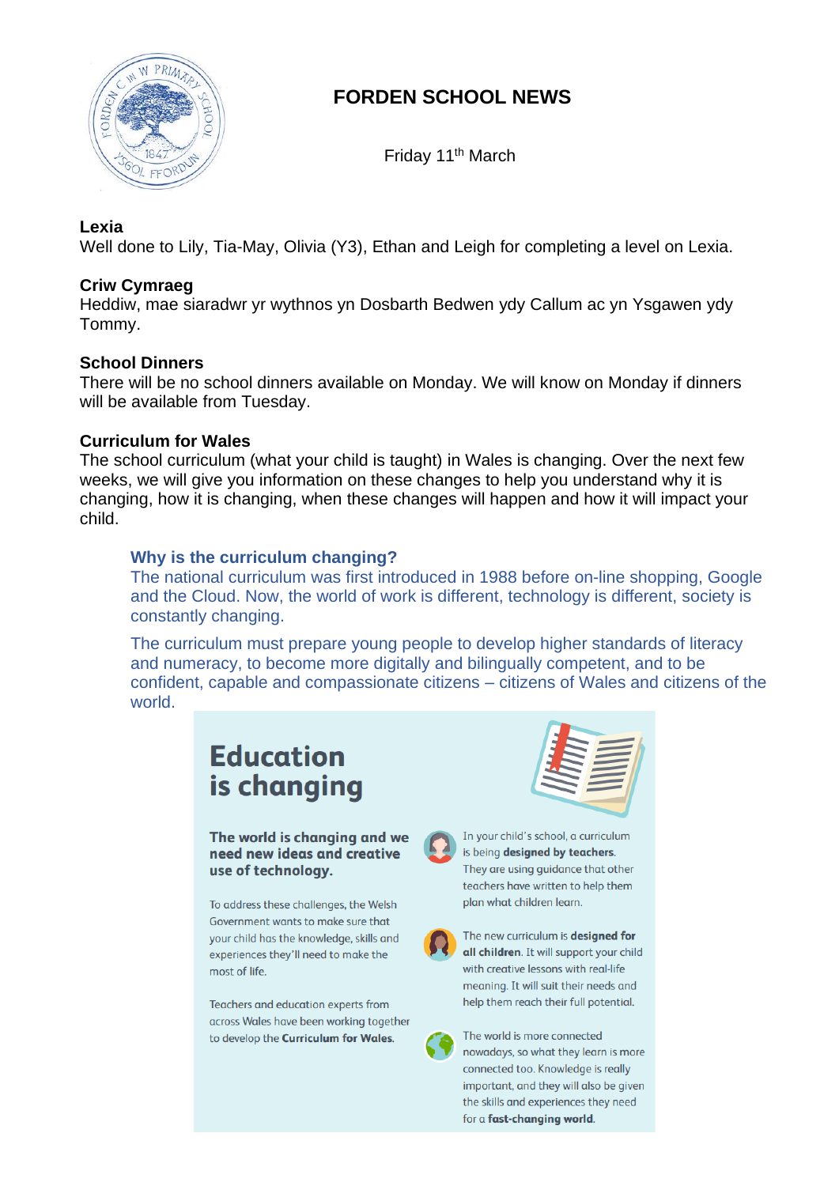# FORDEN SCHOOL NEWS

Friday 11th March

**Lexia**

Well done to Lily, Tia-May, Olivia (Y3), Ethan and Leigh for completing a level on Lexia.

**Criw Cymraeg**

Heddiw, mae siaradwr yr wythnos yn Dosbarth Bedwen ydy Callum ac yn Ysgawen ydy Tommy.

**School Dinners**

There will be no school dinners available on Monday. We will know on Monday if dinners will be available from Tuesday.

**Curriculum for Wales**

The school curriculum (what your child is taught) in Wales is changing. Over the next few weeks, we will give you information on these changes to help you understand why it is changing, how it is changing, when these changes will happen and how it will impact your child.

**Why is the curriculum changing?**

The national curriculum was first introduced in 1988 before on-line shopping, Google and the Cloud. Now, the world of work is different, technology is different, society is constantly changing.

The curriculum must prepare young people to develop higher standards of literacy and numeracy, to become more digitally and bilingually competent, and to be confident, capable and compassionate citizens – citizens of Wales and citizens of the world.

## Education is changing

**The world is changing and we need new ideas and creative use of technology.**

To address these challenges, the Welsh Government wants to make sure that your child has the knowledge, skills and experiences they'll need to make the most of life.

Teachers and education experts from across Wales have been working together to develop the **Curriculum for Wales.**

In your child's school, a curriculum is being **designed by teachers.** They are using guidance that other teachers have written to help them plan what children learn.

The new curriculum is **designed for all children.** It will support your child with creative lessons with real-life meaning. It will suit their needs and help them reach their full potential.

The world is more connected nowadays, so what they learn is more connected too. Knowledge is really important, and they will also be given the skills and experiences they need for a **fast-changing world.**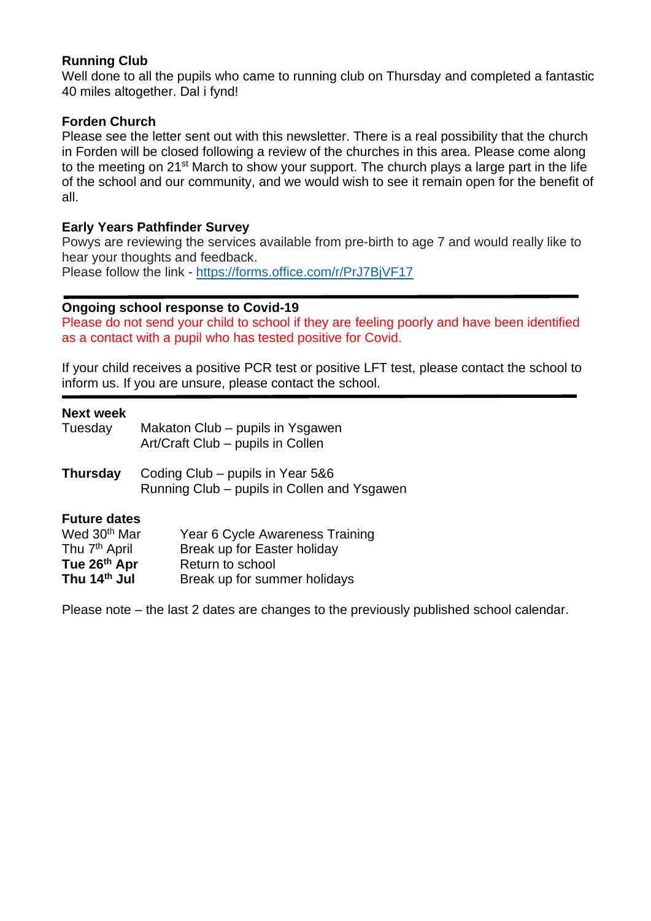**Running Club**

Well done to all the pupils who came to running club on Thursday and completed a fantastic 40 miles altogether. Dal i fynd!

**Forden Church**

Please see the letter sent out with this newsletter. There is a real possibility that the church in Forden will be closed following a review of the churches in this area. Please come along to the meeting on 21st March to show your support. The church plays a large part in the life of the school and our community, and we would wish to see it remain open for the benefit of all.

**Early Years Pathfinder Survey**

Powys are reviewing the services available from pre-birth to age 7 and would really like to hear your thoughts and feedback.

Please follow the link - https://forms.office.com/r/PrJ7BjVF17

---

**Ongoing school response to Covid-19**

Please do not send your child to school if they are feeling poorly and have been identified as a contact with a pupil who has tested positive for Covid.

If your child receives a positive PCR test or positive LFT test, please contact the school to inform us. If you are unsure, please contact the school.

---

**Next week**

| | |
|---|---|
| Tuesday | Makaton Club – pupils in Ysgawen<br>Art/Craft Club – pupils in Collen |
| **Thursday** | Coding Club – pupils in Year 5&6<br>Running Club – pupils in Collen and Ysgawen |

**Future dates**

| | |
|---|---|
| Wed 30th Mar | Year 6 Cycle Awareness Training |
| Thu 7th April | Break up for Easter holiday |
| **Tue 26th Apr** | Return to school |
| **Thu 14th Jul** | Break up for summer holidays |

Please note – the last 2 dates are changes to the previously published school calendar.